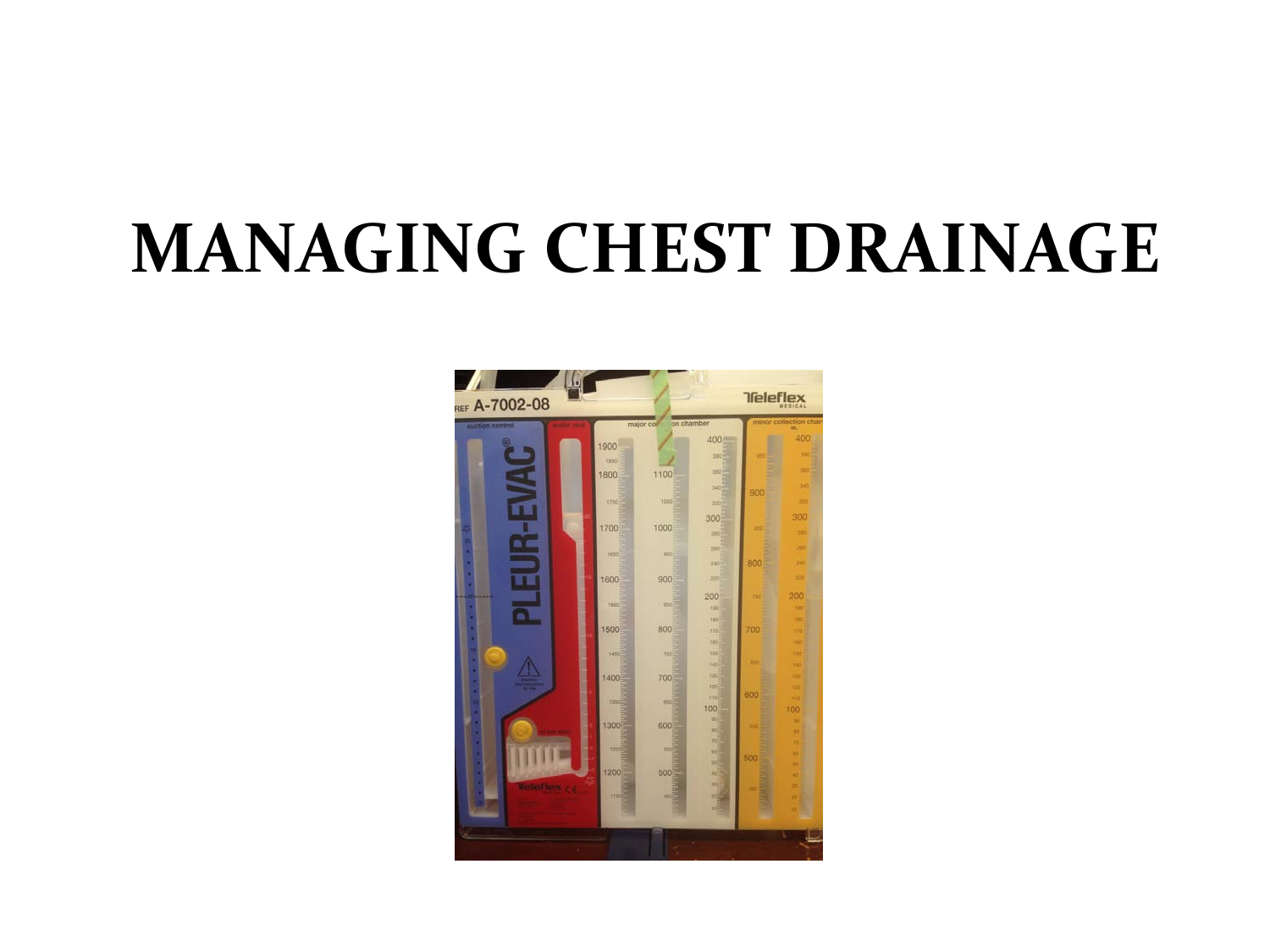# MANAGING CHEST DRAINAGE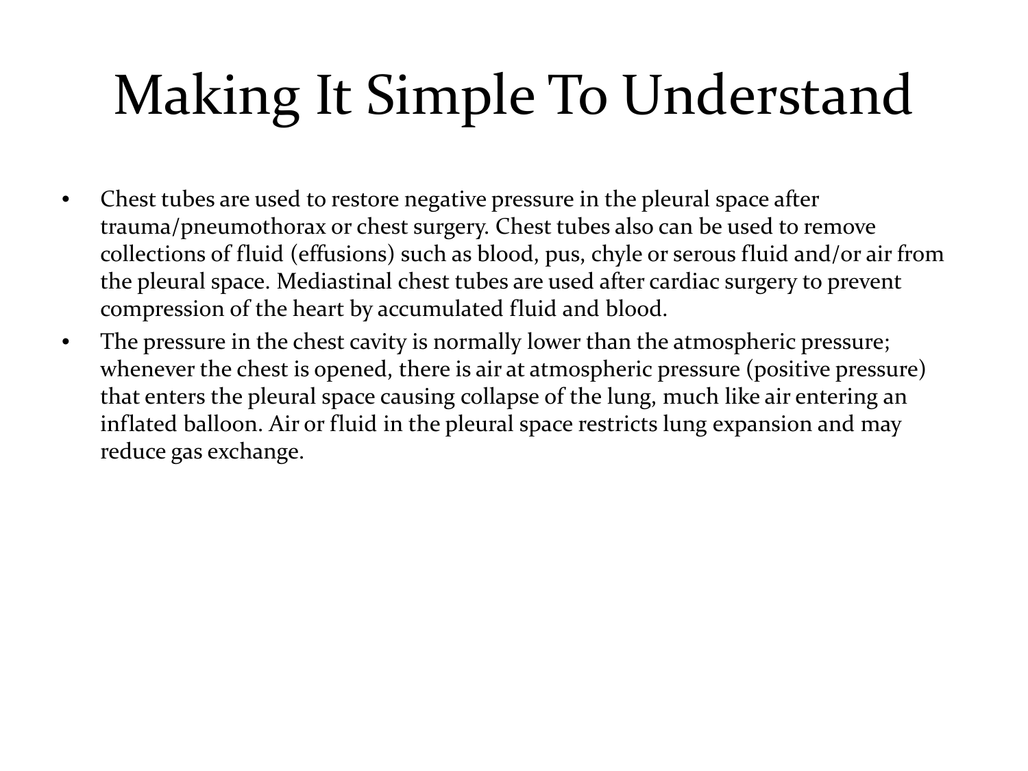# Making It Simple To Understand

- Chest tubes are used to restore negative pressure in the pleural space after trauma/pneumothorax or chest surgery. Chest tubes also can be used to remove collections of fluid (effusions) such as blood, pus, chyle or serous fluid and/or air from the pleural space. Mediastinal chest tubes are used after cardiac surgery to prevent compression of the heart by accumulated fluid and blood.
- The pressure in the chest cavity is normally lower than the atmospheric pressure; whenever the chest is opened, there is air at atmospheric pressure (positive pressure) that enters the pleural space causing collapse of the lung, much like air entering an inflated balloon. Air or fluid in the pleural space restricts lung expansion and may reduce gas exchange.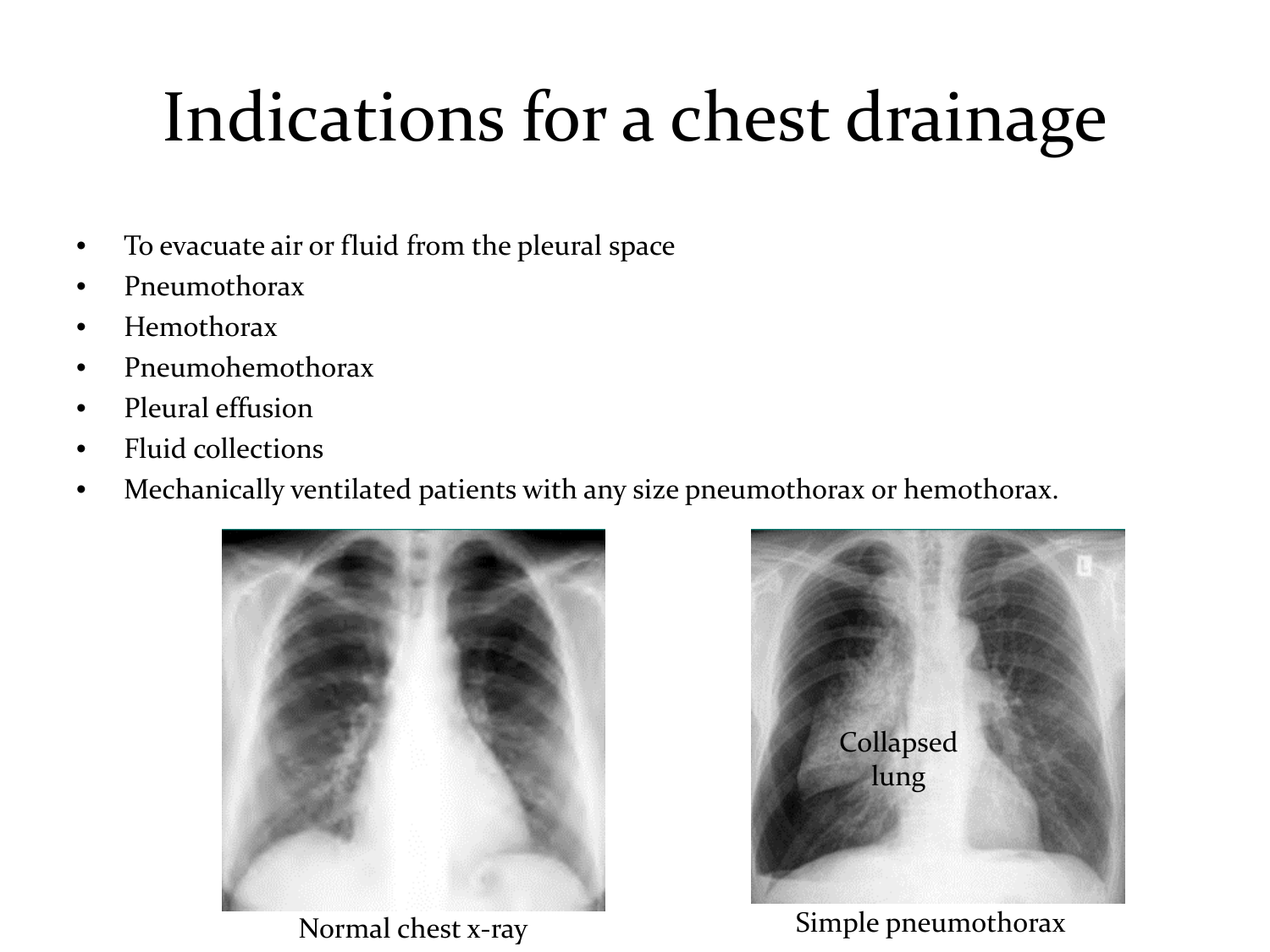# Indications for a chest drainage

- To evacuate air or fluid from the pleural space
- Pneumothorax
- Hemothorax
- Pneumohemothorax
- Pleural effusion
- Fluid collections
- Mechanically ventilated patients with any size pneumothorax or hemothorax.

Normal chest x-ray

Collapsed lung

Simple pneumothorax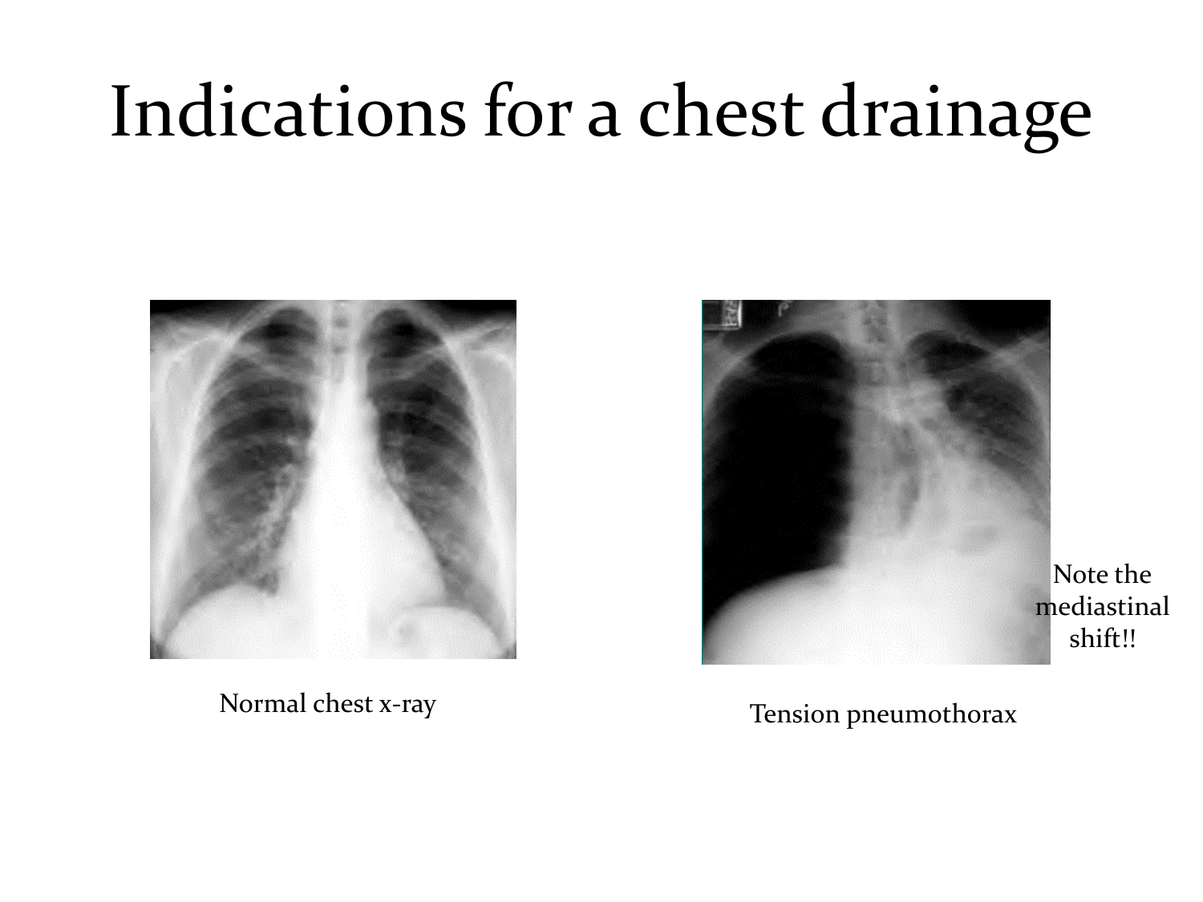# Indications for a chest drainage

Normal chest x-ray

Tension pneumothorax

Note the mediastinal shift!!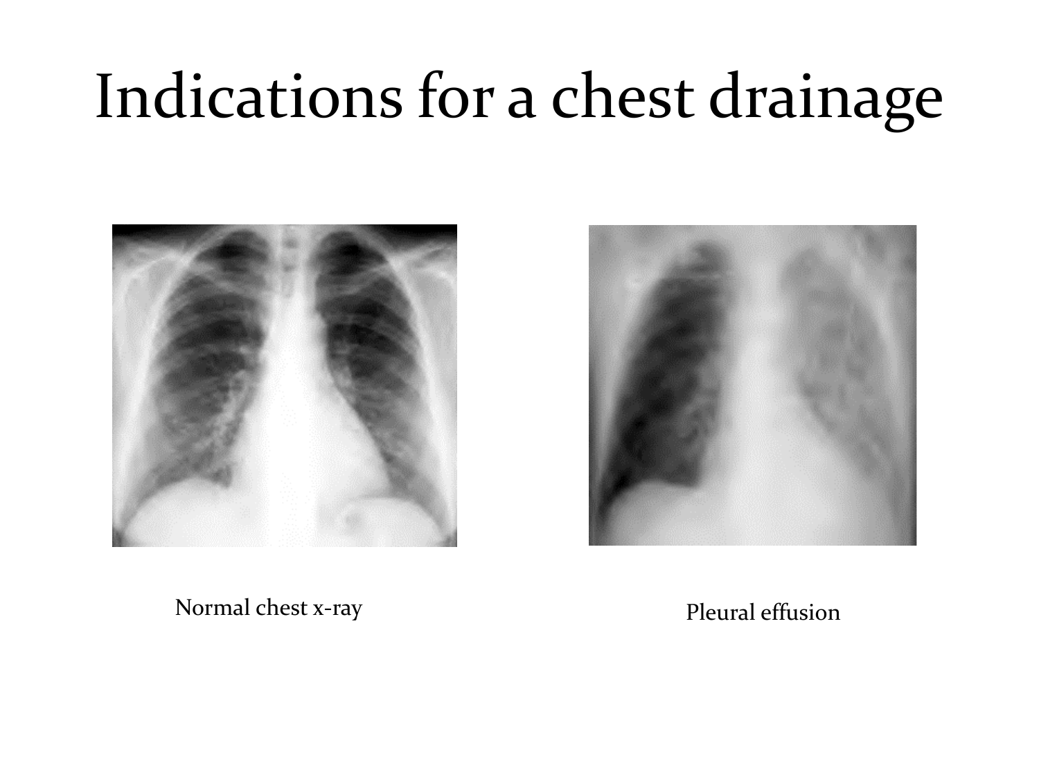# Indications for a chest drainage

Normal chest x-ray

Pleural effusion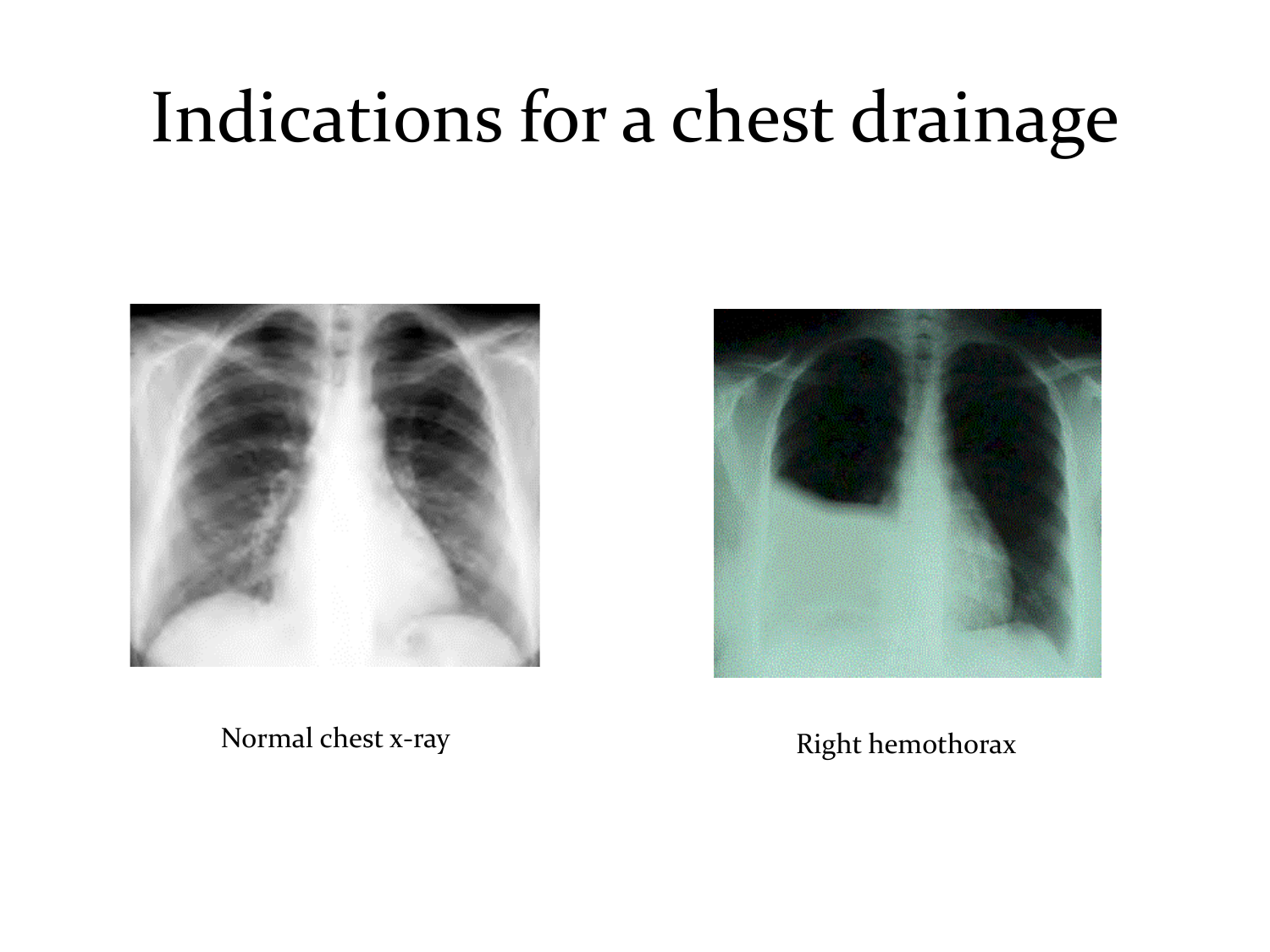# Indications for a chest drainage

Normal chest x-ray

Right hemothorax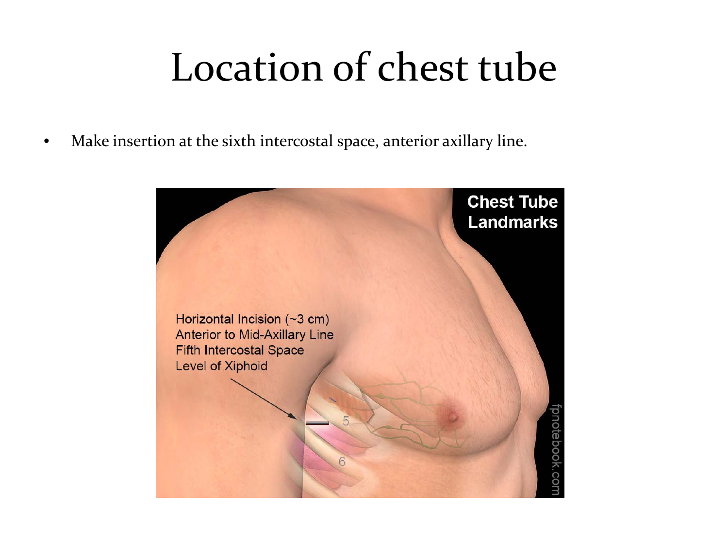# Location of chest tube

- Make insertion at the sixth intercostal space, anterior axillary line.

**Chest Tube Landmarks**

Horizontal Incision (~3 cm)
Anterior to Mid-Axillary Line
Fifth Intercostal Space
Level of Xiphoid

5

6

fpnotebook.com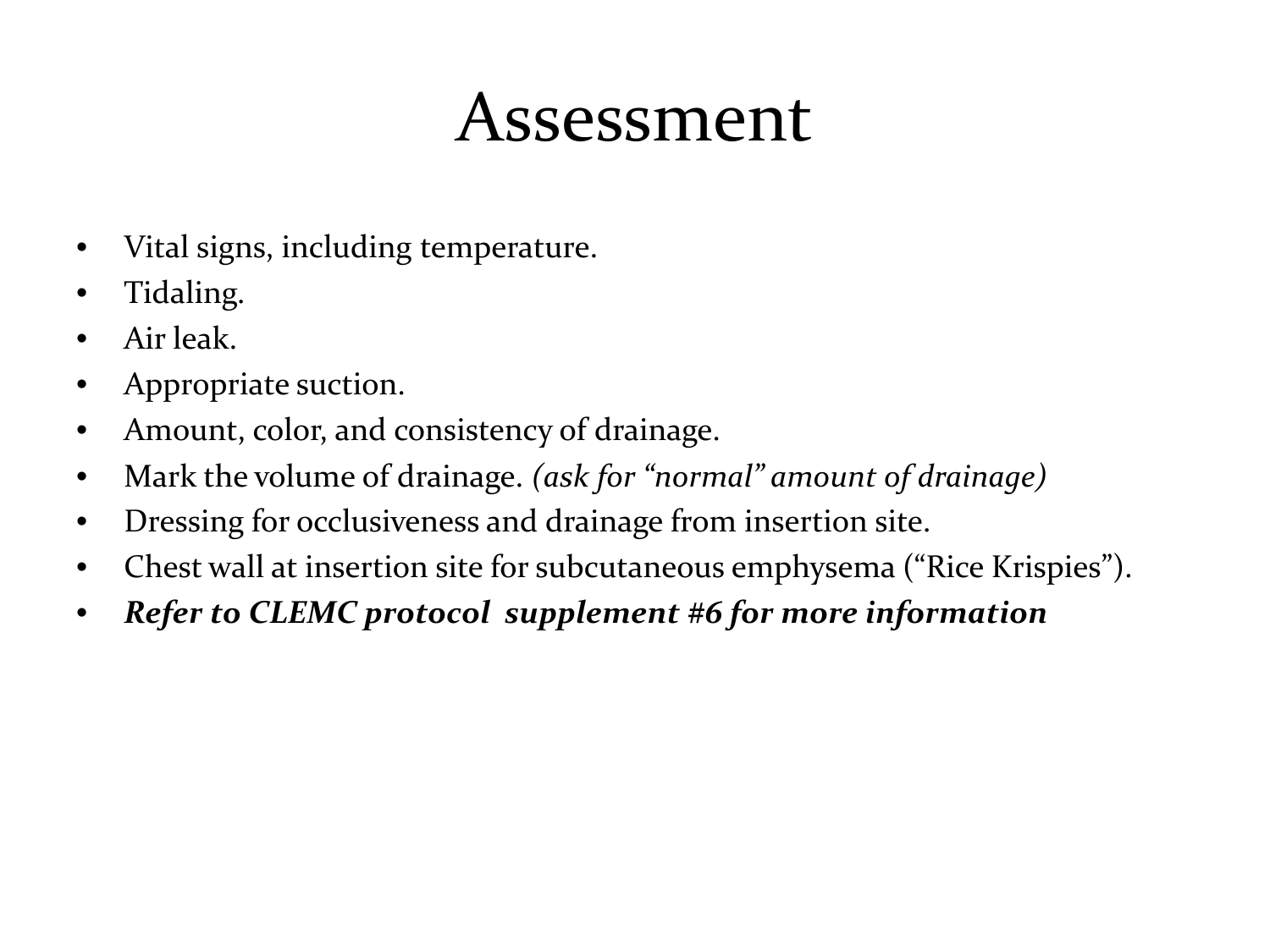# Assessment

- Vital signs, including temperature.
- Tidaling.
- Air leak.
- Appropriate suction.
- Amount, color, and consistency of drainage.
- Mark the volume of drainage. *(ask for "normal" amount of drainage)*
- Dressing for occlusiveness and drainage from insertion site.
- Chest wall at insertion site for subcutaneous emphysema ("Rice Krispies").
- ***Refer to CLEMC protocol supplement #6 for more information***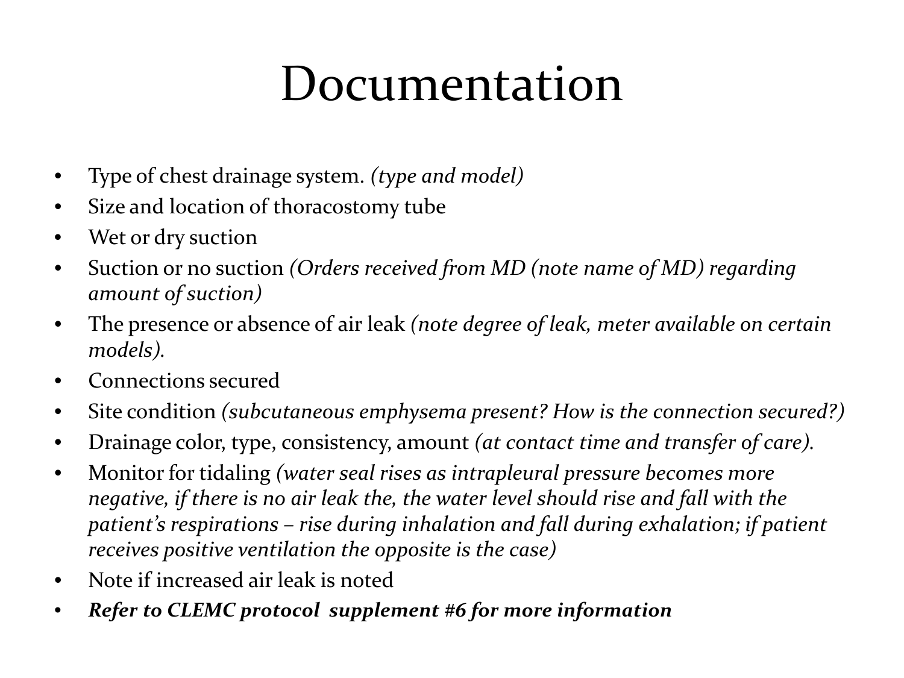# Documentation

- Type of chest drainage system. *(type and model)*
- Size and location of thoracostomy tube
- Wet or dry suction
- Suction or no suction *(Orders received from MD (note name of MD) regarding amount of suction)*
- The presence or absence of air leak *(note degree of leak, meter available on certain models).*
- Connections secured
- Site condition *(subcutaneous emphysema present? How is the connection secured?)*
- Drainage color, type, consistency, amount *(at contact time and transfer of care).*
- Monitor for tidaling *(water seal rises as intrapleural pressure becomes more negative, if there is no air leak the, the water level should rise and fall with the patient's respirations – rise during inhalation and fall during exhalation; if patient receives positive ventilation the opposite is the case)*
- Note if increased air leak is noted
- ***Refer to CLEMC protocol supplement #6 for more information***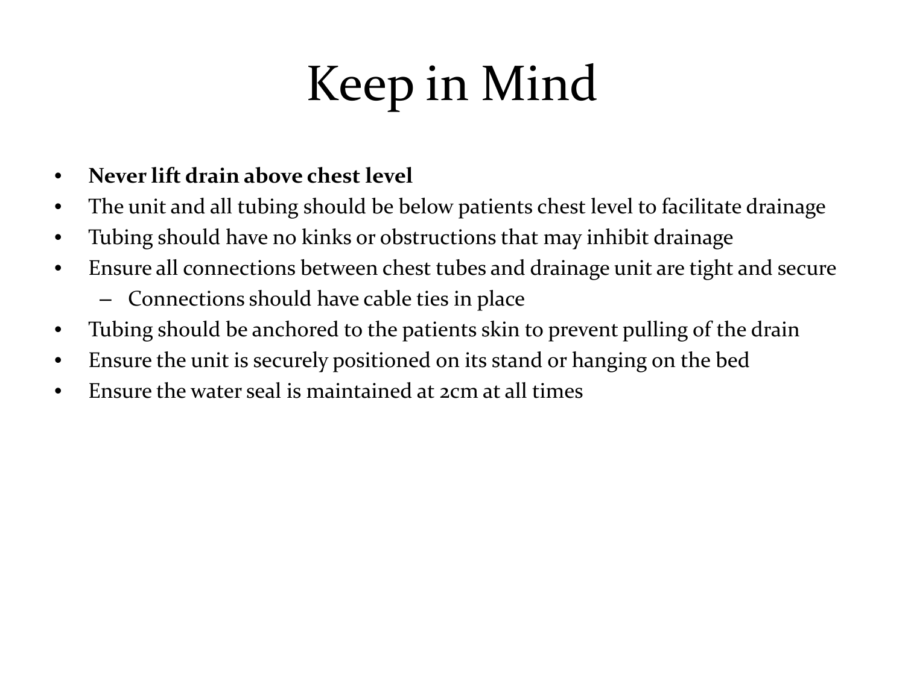# Keep in Mind

- **Never lift drain above chest level**
- The unit and all tubing should be below patients chest level to facilitate drainage
- Tubing should have no kinks or obstructions that may inhibit drainage
- Ensure all connections between chest tubes and drainage unit are tight and secure
  - Connections should have cable ties in place
- Tubing should be anchored to the patients skin to prevent pulling of the drain
- Ensure the unit is securely positioned on its stand or hanging on the bed
- Ensure the water seal is maintained at 2cm at all times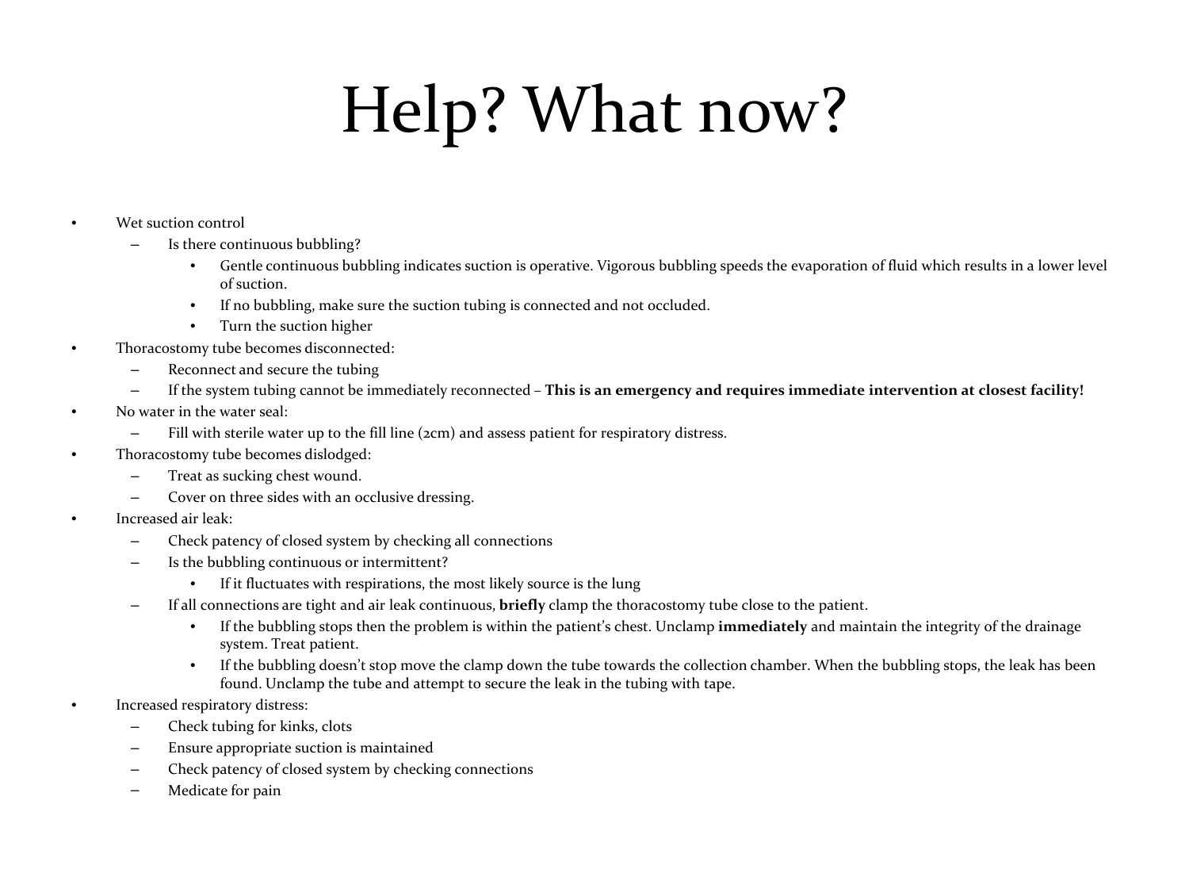# Help? What now?

- Wet suction control
  - Is there continuous bubbling?
    - Gentle continuous bubbling indicates suction is operative. Vigorous bubbling speeds the evaporation of fluid which results in a lower level of suction.
    - If no bubbling, make sure the suction tubing is connected and not occluded.
    - Turn the suction higher
- Thoracostomy tube becomes disconnected:
  - Reconnect and secure the tubing
  - If the system tubing cannot be immediately reconnected – **This is an emergency and requires immediate intervention at closest facility!**
- No water in the water seal:
  - Fill with sterile water up to the fill line (2cm) and assess patient for respiratory distress.
- Thoracostomy tube becomes dislodged:
  - Treat as sucking chest wound.
  - Cover on three sides with an occlusive dressing.
- Increased air leak:
  - Check patency of closed system by checking all connections
  - Is the bubbling continuous or intermittent?
    - If it fluctuates with respirations, the most likely source is the lung
  - If all connections are tight and air leak continuous, **briefly** clamp the thoracostomy tube close to the patient.
    - If the bubbling stops then the problem is within the patient's chest. Unclamp **immediately** and maintain the integrity of the drainage system. Treat patient.
    - If the bubbling doesn't stop move the clamp down the tube towards the collection chamber. When the bubbling stops, the leak has been found. Unclamp the tube and attempt to secure the leak in the tubing with tape.
- Increased respiratory distress:
  - Check tubing for kinks, clots
  - Ensure appropriate suction is maintained
  - Check patency of closed system by checking connections
  - Medicate for pain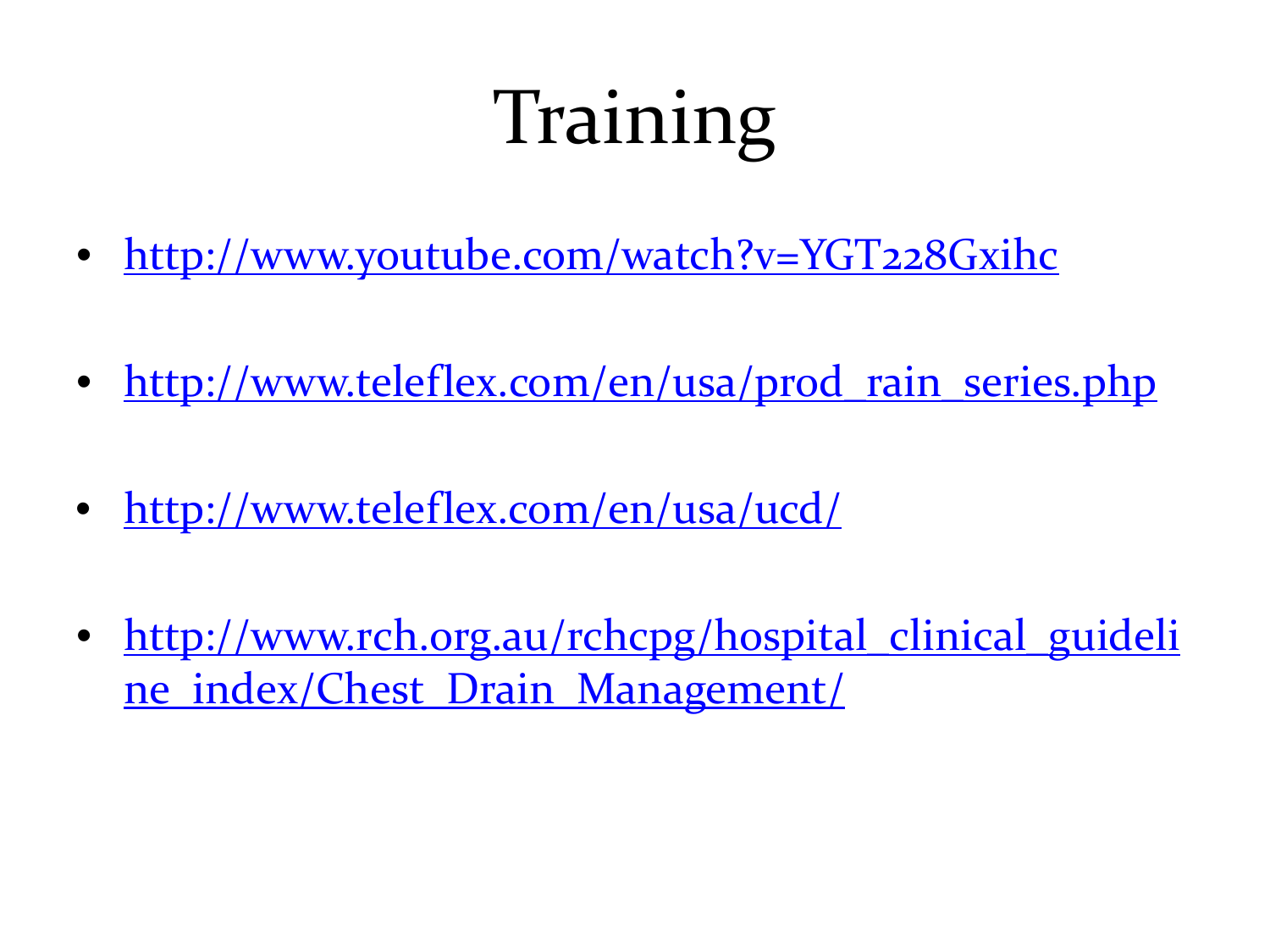# Training

- http://www.youtube.com/watch?v=YGT228Gxihc
- http://www.teleflex.com/en/usa/prod_rain_series.php
- http://www.teleflex.com/en/usa/ucd/
- http://www.rch.org.au/rchcpg/hospital_clinical_guideline_index/Chest_Drain_Management/